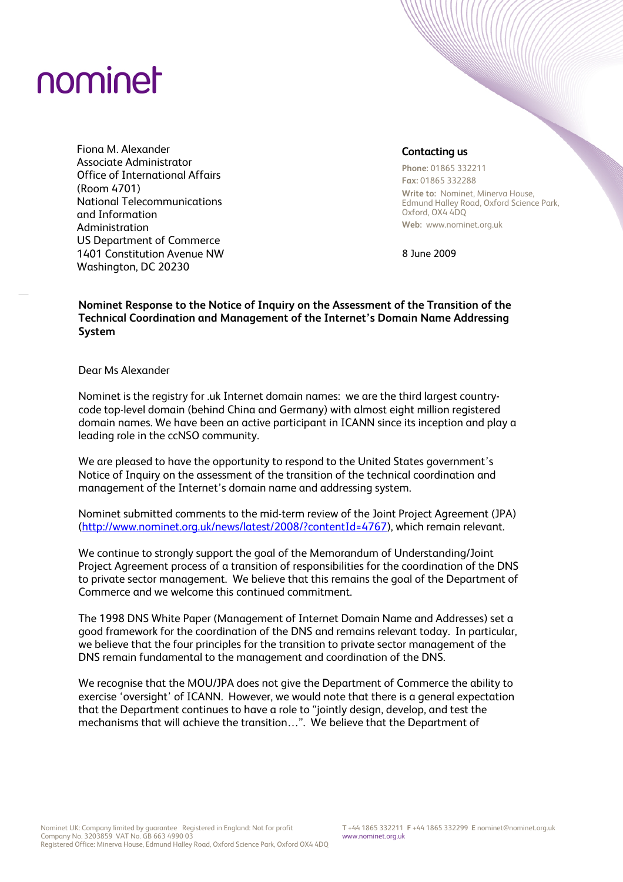nominet

Fiona M. Alexander
Associate Administrator
Office of International Affairs
(Room 4701)
National Telecommunications
and Information
Administration
US Department of Commerce
1401 Constitution Avenue NW
Washington, DC 20230

**Contacting us**

**Phone:** 01865 332211
**Fax:** 01865 332288
**Write to:** Nominet, Minerva House, Edmund Halley Road, Oxford Science Park, Oxford, OX4 4DQ
**Web:** www.nominet.org.uk

8 June 2009

**Nominet Response to the Notice of Inquiry on the Assessment of the Transition of the Technical Coordination and Management of the Internet's Domain Name Addressing System**

Dear Ms Alexander

Nominet is the registry for .uk Internet domain names: we are the third largest country-code top-level domain (behind China and Germany) with almost eight million registered domain names. We have been an active participant in ICANN since its inception and play a leading role in the ccNSO community.

We are pleased to have the opportunity to respond to the United States government's Notice of Inquiry on the assessment of the transition of the technical coordination and management of the Internet's domain name and addressing system.

Nominet submitted comments to the mid-term review of the Joint Project Agreement (JPA) (http://www.nominet.org.uk/news/latest/2008/?contentId=4767), which remain relevant.

We continue to strongly support the goal of the Memorandum of Understanding/Joint Project Agreement process of a transition of responsibilities for the coordination of the DNS to private sector management. We believe that this remains the goal of the Department of Commerce and we welcome this continued commitment.

The 1998 DNS White Paper (Management of Internet Domain Name and Addresses) set a good framework for the coordination of the DNS and remains relevant today. In particular, we believe that the four principles for the transition to private sector management of the DNS remain fundamental to the management and coordination of the DNS.

We recognise that the MOU/JPA does not give the Department of Commerce the ability to exercise 'oversight' of ICANN. However, we would note that there is a general expectation that the Department continues to have a role to "jointly design, develop, and test the mechanisms that will achieve the transition…". We believe that the Department of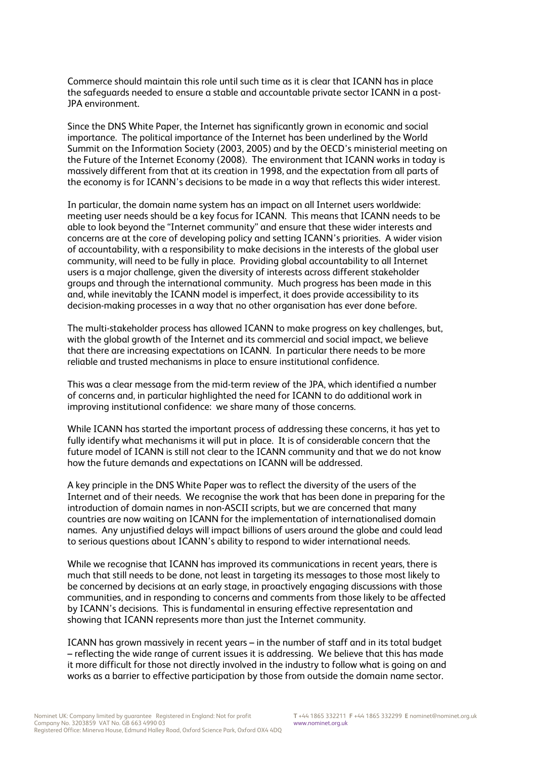Commerce should maintain this role until such time as it is clear that ICANN has in place the safeguards needed to ensure a stable and accountable private sector ICANN in a post-JPA environment.

Since the DNS White Paper, the Internet has significantly grown in economic and social importance. The political importance of the Internet has been underlined by the World Summit on the Information Society (2003, 2005) and by the OECD's ministerial meeting on the Future of the Internet Economy (2008). The environment that ICANN works in today is massively different from that at its creation in 1998, and the expectation from all parts of the economy is for ICANN's decisions to be made in a way that reflects this wider interest.

In particular, the domain name system has an impact on all Internet users worldwide: meeting user needs should be a key focus for ICANN. This means that ICANN needs to be able to look beyond the "Internet community" and ensure that these wider interests and concerns are at the core of developing policy and setting ICANN's priorities. A wider vision of accountability, with a responsibility to make decisions in the interests of the global user community, will need to be fully in place. Providing global accountability to all Internet users is a major challenge, given the diversity of interests across different stakeholder groups and through the international community. Much progress has been made in this and, while inevitably the ICANN model is imperfect, it does provide accessibility to its decision-making processes in a way that no other organisation has ever done before.

The multi-stakeholder process has allowed ICANN to make progress on key challenges, but, with the global growth of the Internet and its commercial and social impact, we believe that there are increasing expectations on ICANN. In particular there needs to be more reliable and trusted mechanisms in place to ensure institutional confidence.

This was a clear message from the mid-term review of the JPA, which identified a number of concerns and, in particular highlighted the need for ICANN to do additional work in improving institutional confidence: we share many of those concerns.

While ICANN has started the important process of addressing these concerns, it has yet to fully identify what mechanisms it will put in place. It is of considerable concern that the future model of ICANN is still not clear to the ICANN community and that we do not know how the future demands and expectations on ICANN will be addressed.

A key principle in the DNS White Paper was to reflect the diversity of the users of the Internet and of their needs. We recognise the work that has been done in preparing for the introduction of domain names in non-ASCII scripts, but we are concerned that many countries are now waiting on ICANN for the implementation of internationalised domain names. Any unjustified delays will impact billions of users around the globe and could lead to serious questions about ICANN's ability to respond to wider international needs.

While we recognise that ICANN has improved its communications in recent years, there is much that still needs to be done, not least in targeting its messages to those most likely to be concerned by decisions at an early stage, in proactively engaging discussions with those communities, and in responding to concerns and comments from those likely to be affected by ICANN's decisions. This is fundamental in ensuring effective representation and showing that ICANN represents more than just the Internet community.

ICANN has grown massively in recent years – in the number of staff and in its total budget – reflecting the wide range of current issues it is addressing. We believe that this has made it more difficult for those not directly involved in the industry to follow what is going on and works as a barrier to effective participation by those from outside the domain name sector.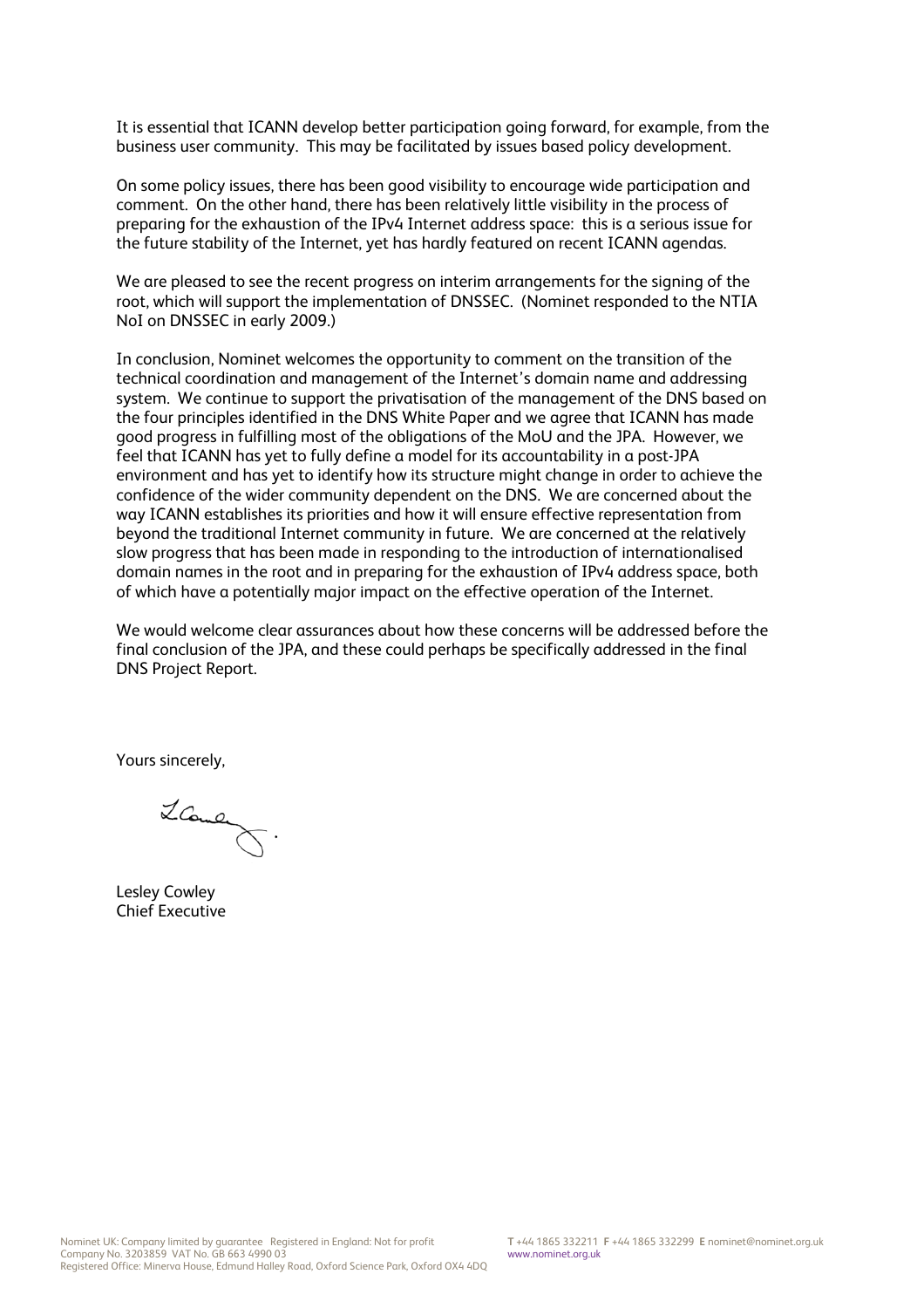It is essential that ICANN develop better participation going forward, for example, from the business user community. This may be facilitated by issues based policy development.

On some policy issues, there has been good visibility to encourage wide participation and comment. On the other hand, there has been relatively little visibility in the process of preparing for the exhaustion of the IPv4 Internet address space: this is a serious issue for the future stability of the Internet, yet has hardly featured on recent ICANN agendas.

We are pleased to see the recent progress on interim arrangements for the signing of the root, which will support the implementation of DNSSEC. (Nominet responded to the NTIA NoI on DNSSEC in early 2009.)

In conclusion, Nominet welcomes the opportunity to comment on the transition of the technical coordination and management of the Internet's domain name and addressing system. We continue to support the privatisation of the management of the DNS based on the four principles identified in the DNS White Paper and we agree that ICANN has made good progress in fulfilling most of the obligations of the MoU and the JPA. However, we feel that ICANN has yet to fully define a model for its accountability in a post-JPA environment and has yet to identify how its structure might change in order to achieve the confidence of the wider community dependent on the DNS. We are concerned about the way ICANN establishes its priorities and how it will ensure effective representation from beyond the traditional Internet community in future. We are concerned at the relatively slow progress that has been made in responding to the introduction of internationalised domain names in the root and in preparing for the exhaustion of IPv4 address space, both of which have a potentially major impact on the effective operation of the Internet.

We would welcome clear assurances about how these concerns will be addressed before the final conclusion of the JPA, and these could perhaps be specifically addressed in the final DNS Project Report.

Yours sincerely,

Lesley Cowley
Chief Executive

Nominet UK: Company limited by guarantee Registered in England: Not for profit
Company No. 3203859 VAT No. GB 663 4990 03
Registered Office: Minerva House, Edmund Halley Road, Oxford Science Park, Oxford OX4 4DQ

**T** +44 1865 332211 **F** +44 1865 332299 **E** nominet@nominet.org.uk
www.nominet.org.uk